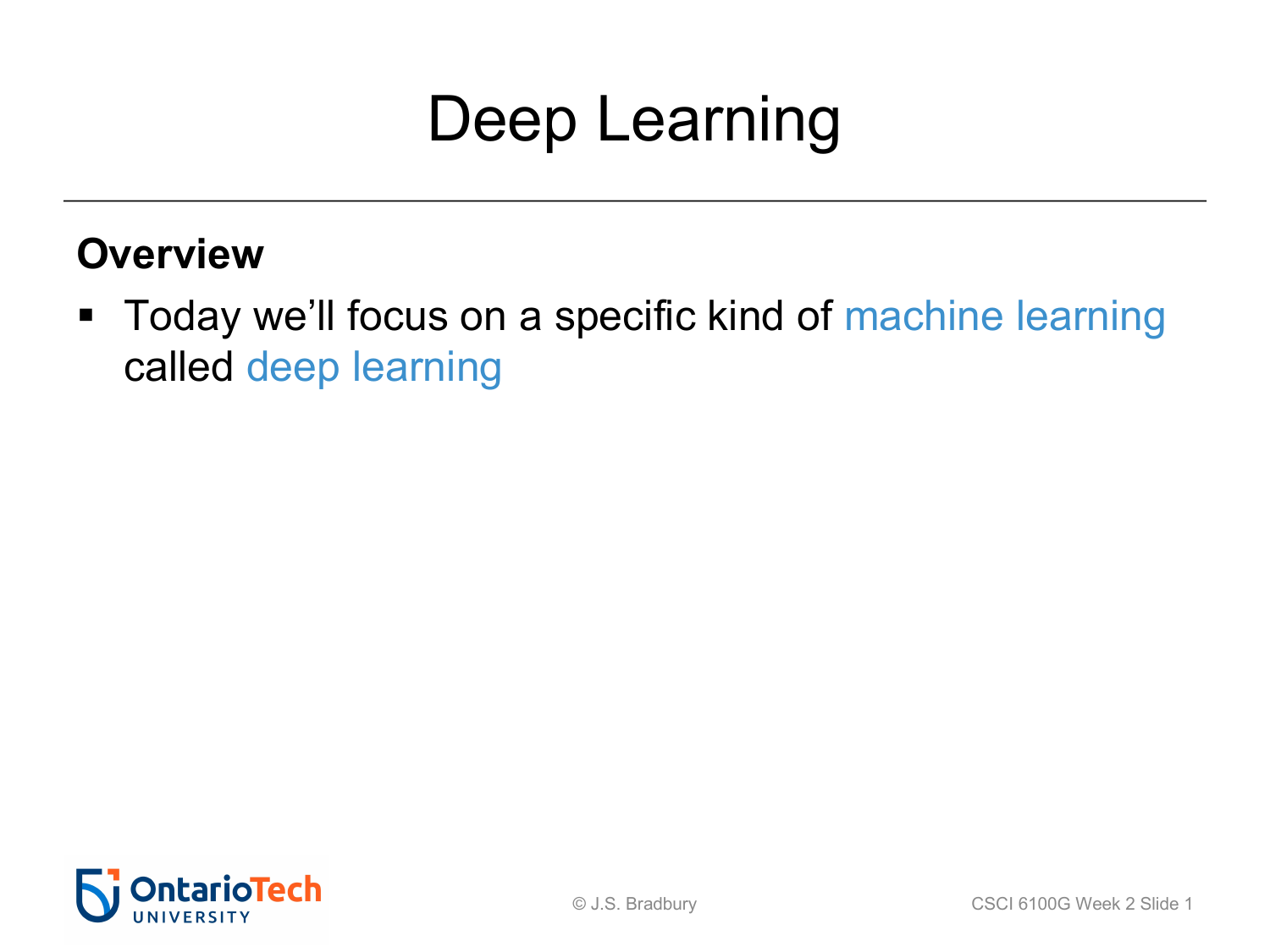# Deep Learning

**Overview**

- Today we'll focus on a specific kind of machine learning called deep learning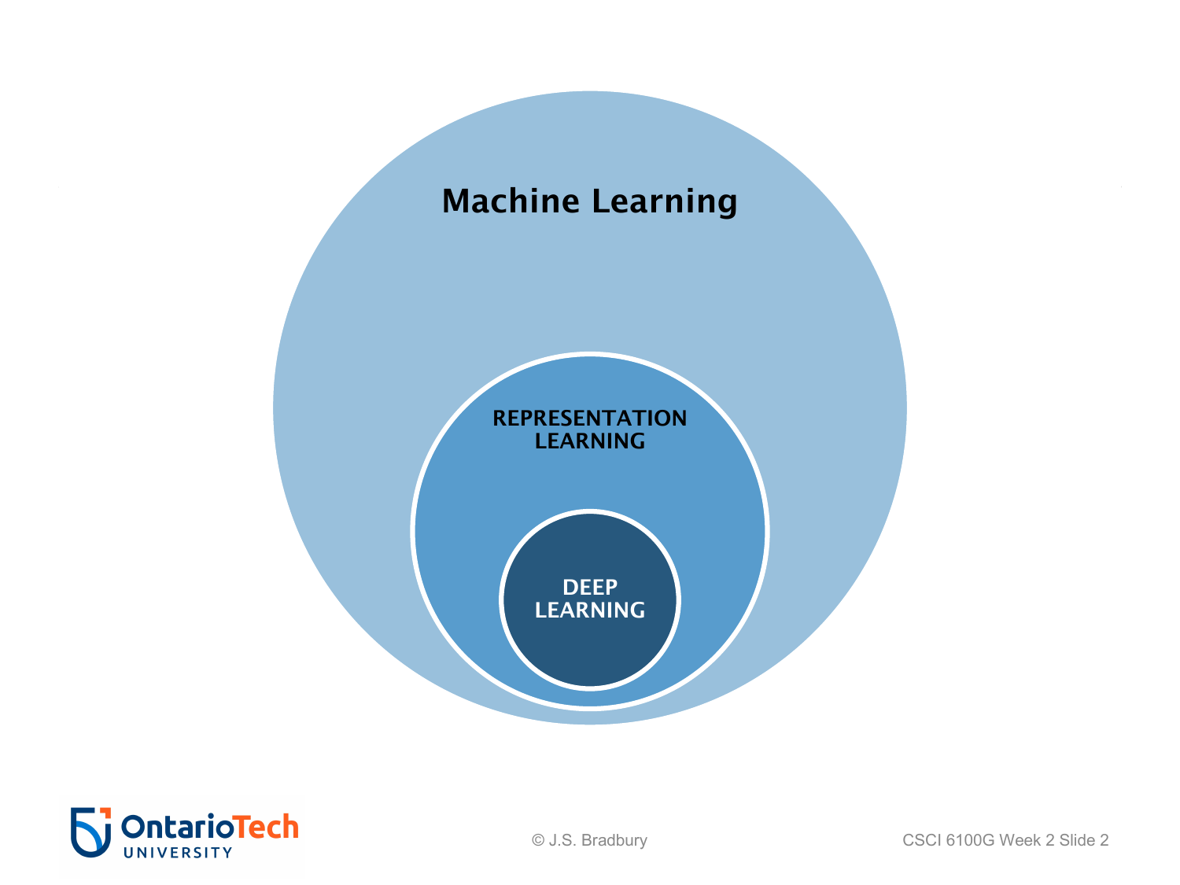Machine Learning

REPRESENTATION LEARNING

DEEP LEARNING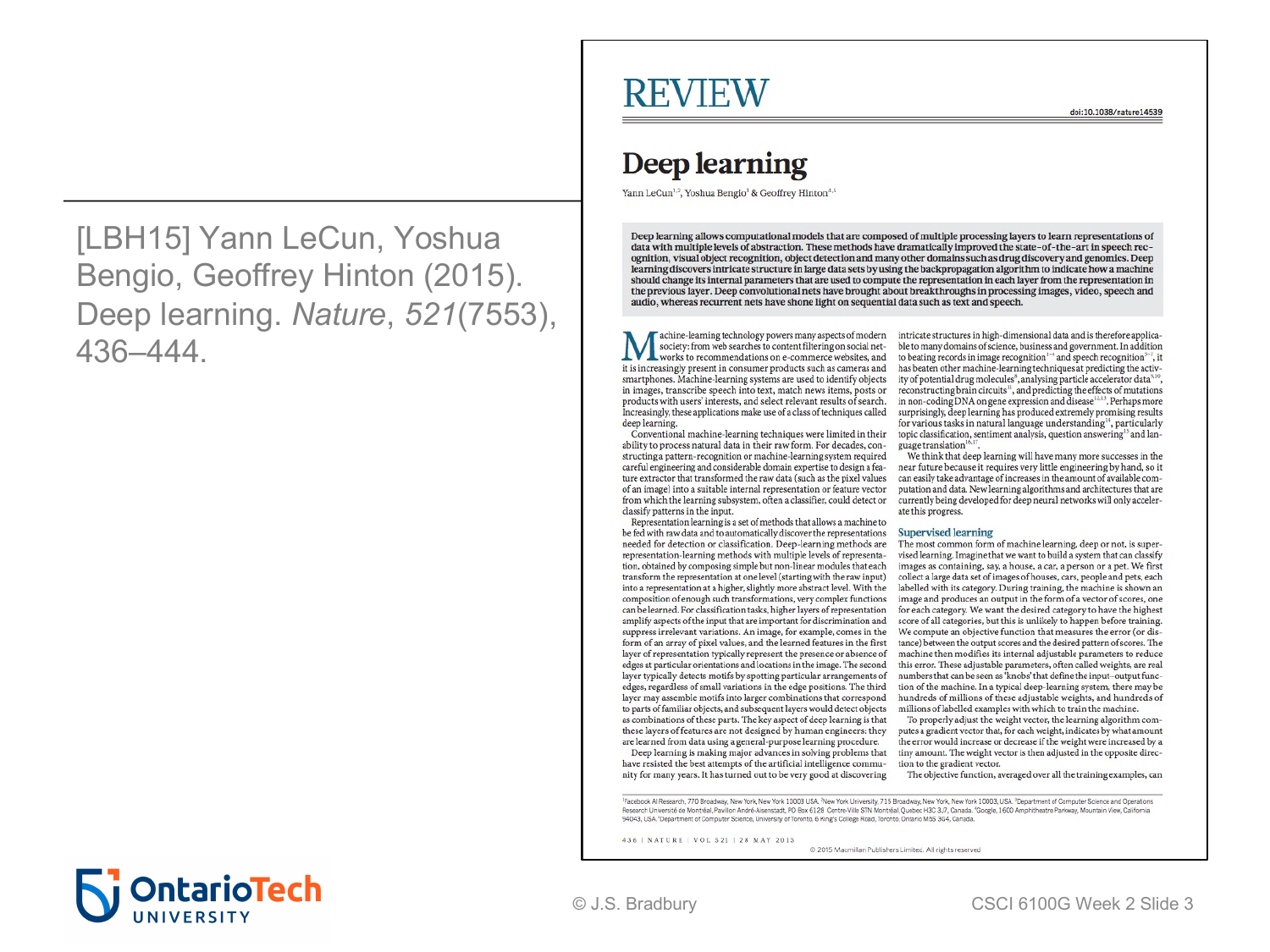[LBH15] Yann LeCun, Yoshua Bengio, Geoffrey Hinton (2015). Deep learning. *Nature*, *521*(7553), 436–444.

REVIEW

doi:10.1038/nature14539

# Deep learning

Yann LeCun[1,2], Yoshua Bengio[3] & Geoffrey Hinton[4,5]

**Deep learning allows computational models that are composed of multiple processing layers to learn representations of data with multiple levels of abstraction. These methods have dramatically improved the state-of-the-art in speech recognition, visual object recognition, object detection and many other domains such as drug discovery and genomics. Deep learning discovers intricate structure in large data sets by using the backpropagation algorithm to indicate how a machine should change its internal parameters that are used to compute the representation in each layer from the representation in the previous layer. Deep convolutional nets have brought about breakthroughs in processing images, video, speech and audio, whereas recurrent nets have shone light on sequential data such as text and speech.**

Machine-learning technology powers many aspects of modern society: from web searches to content filtering on social networks to recommendations on e-commerce websites, and it is increasingly present in consumer products such as cameras and smartphones. Machine-learning systems are used to identify objects in images, transcribe speech into text, match news items, posts or products with users' interests, and select relevant results of search. Increasingly, these applications make use of a class of techniques called deep learning.

Conventional machine-learning techniques were limited in their ability to process natural data in their raw form. For decades, constructing a pattern-recognition or machine-learning system required careful engineering and considerable domain expertise to design a feature extractor that transformed the raw data (such as the pixel values of an image) into a suitable internal representation or feature vector from which the learning subsystem, often a classifier, could detect or classify patterns in the input.

Representation learning is a set of methods that allows a machine to be fed with raw data and to automatically discover the representations needed for detection or classification. Deep-learning methods are representation-learning methods with multiple levels of representation, obtained by composing simple but non-linear modules that each transform the representation at one level (starting with the raw input) into a representation at a higher, slightly more abstract level. With the composition of enough such transformations, very complex functions can be learned. For classification tasks, higher layers of representation amplify aspects of the input that are important for discrimination and suppress irrelevant variations. An image, for example, comes in the form of an array of pixel values, and the learned features in the first layer of representation typically represent the presence or absence of edges at particular orientations and locations in the image. The second layer typically detects motifs by spotting particular arrangements of edges, regardless of small variations in the edge positions. The third layer may assemble motifs into larger combinations that correspond to parts of familiar objects, and subsequent layers would detect objects as combinations of these parts. The key aspect of deep learning is that these layers of features are not designed by human engineers: they are learned from data using a general-purpose learning procedure.

Deep learning is making major advances in solving problems that have resisted the best attempts of the artificial intelligence community for many years. It has turned out to be very good at discovering intricate structures in high-dimensional data and is therefore applicable to many domains of science, business and government. In addition to beating records in image recognition[1–4] and speech recognition[5–7], it has beaten other machine-learning techniques at predicting the activity of potential drug molecules[8], analysing particle accelerator data[9,10], reconstructing brain circuits[11], and predicting the effects of mutations in non-coding DNA on gene expression and disease[12,13]. Perhaps more surprisingly, deep learning has produced extremely promising results for various tasks in natural language understanding[14], particularly topic classification, sentiment analysis, question answering[15] and language translation[16,17].

We think that deep learning will have many more successes in the near future because it requires very little engineering by hand, so it can easily take advantage of increases in the amount of available computation and data. New learning algorithms and architectures that are currently being developed for deep neural networks will only accelerate this progress.

## Supervised learning

The most common form of machine learning, deep or not, is supervised learning. Imagine that we want to build a system that can classify images as containing, say, a house, a car, a person or a pet. We first collect a large data set of images of houses, cars, people and pets, each labelled with its category. During training, the machine is shown an image and produces an output in the form of a vector of scores, one for each category. We want the desired category to have the highest score of all categories, but this is unlikely to happen before training. We compute an objective function that measures the error (or distance) between the output scores and the desired pattern of scores. The machine then modifies its internal adjustable parameters to reduce this error. These adjustable parameters, often called weights, are real numbers that can be seen as 'knobs' that define the input–output function of the machine. In a typical deep-learning system, there may be hundreds of millions of these adjustable weights, and hundreds of millions of labelled examples with which to train the machine.

To properly adjust the weight vector, the learning algorithm computes a gradient vector that, for each weight, indicates by what amount the error would increase or decrease if the weight were increased by a tiny amount. The weight vector is then adjusted in the opposite direction to the gradient vector.

The objective function, averaged over all the training examples, can

[1]Facebook AI Research, 770 Broadway, New York, New York 10003 USA. [2]New York University, 715 Broadway, New York, New York 10003, USA. [3]Department of Computer Science and Operations Research Université de Montréal, Pavillon André-Aisenstadt, PO Box 6128 Centre-Ville STN Montréal, Quebec H3C 3J7, Canada. [4]Google, 1600 Amphitheatre Parkway, Mountain View, California 94043, USA. [5]Department of Computer Science, University of Toronto, 6 King's College Road, Toronto, Ontario M5S 3G4, Canada.

© 2015 Macmillan Publishers Limited. All rights reserved

© J.S. Bradbury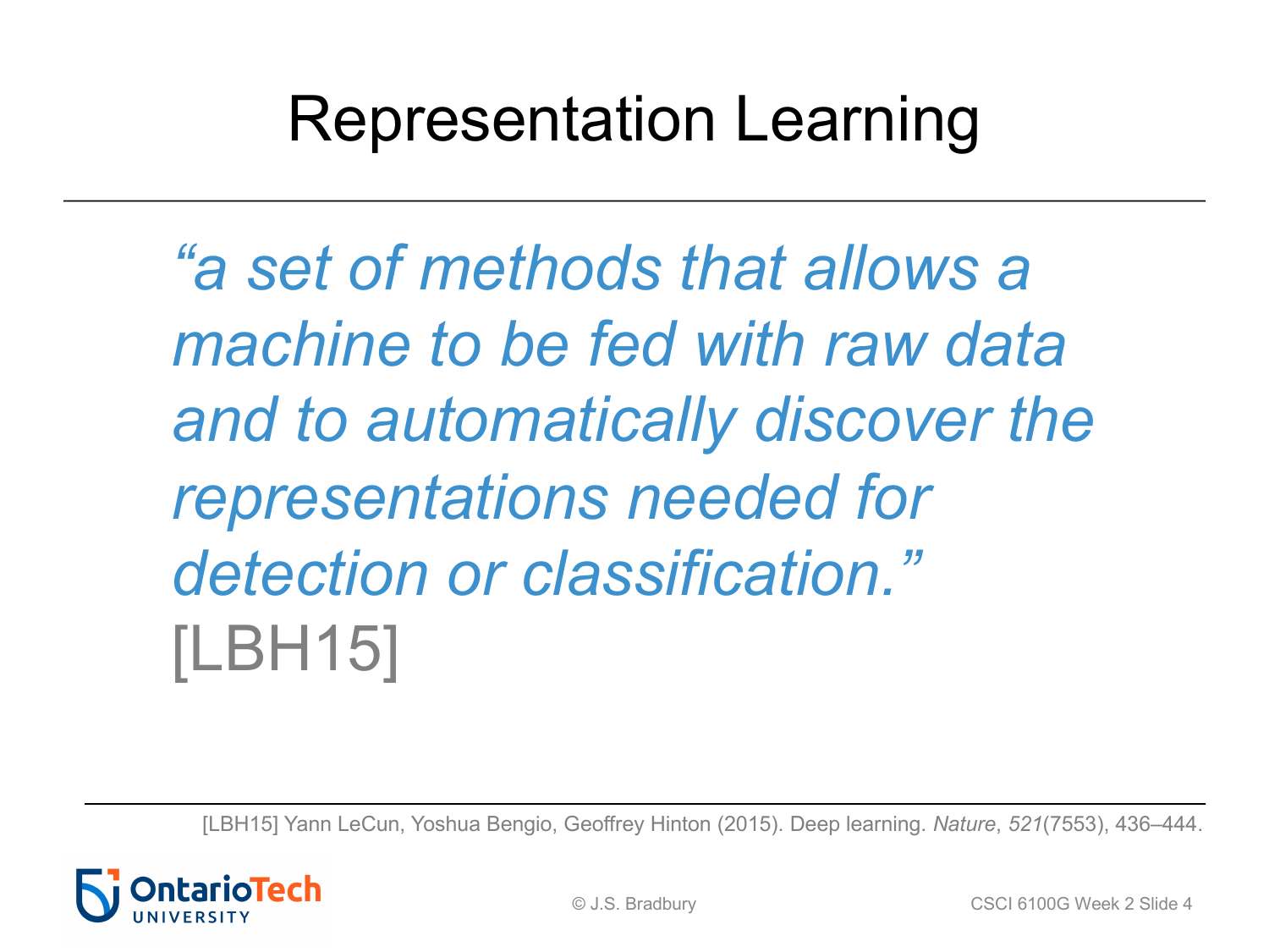# Representation Learning

*"a set of methods that allows a machine to be fed with raw data and to automatically discover the representations needed for detection or classification."* [LBH15]

[LBH15] Yann LeCun, Yoshua Bengio, Geoffrey Hinton (2015). Deep learning. *Nature*, *521*(7553), 436–444.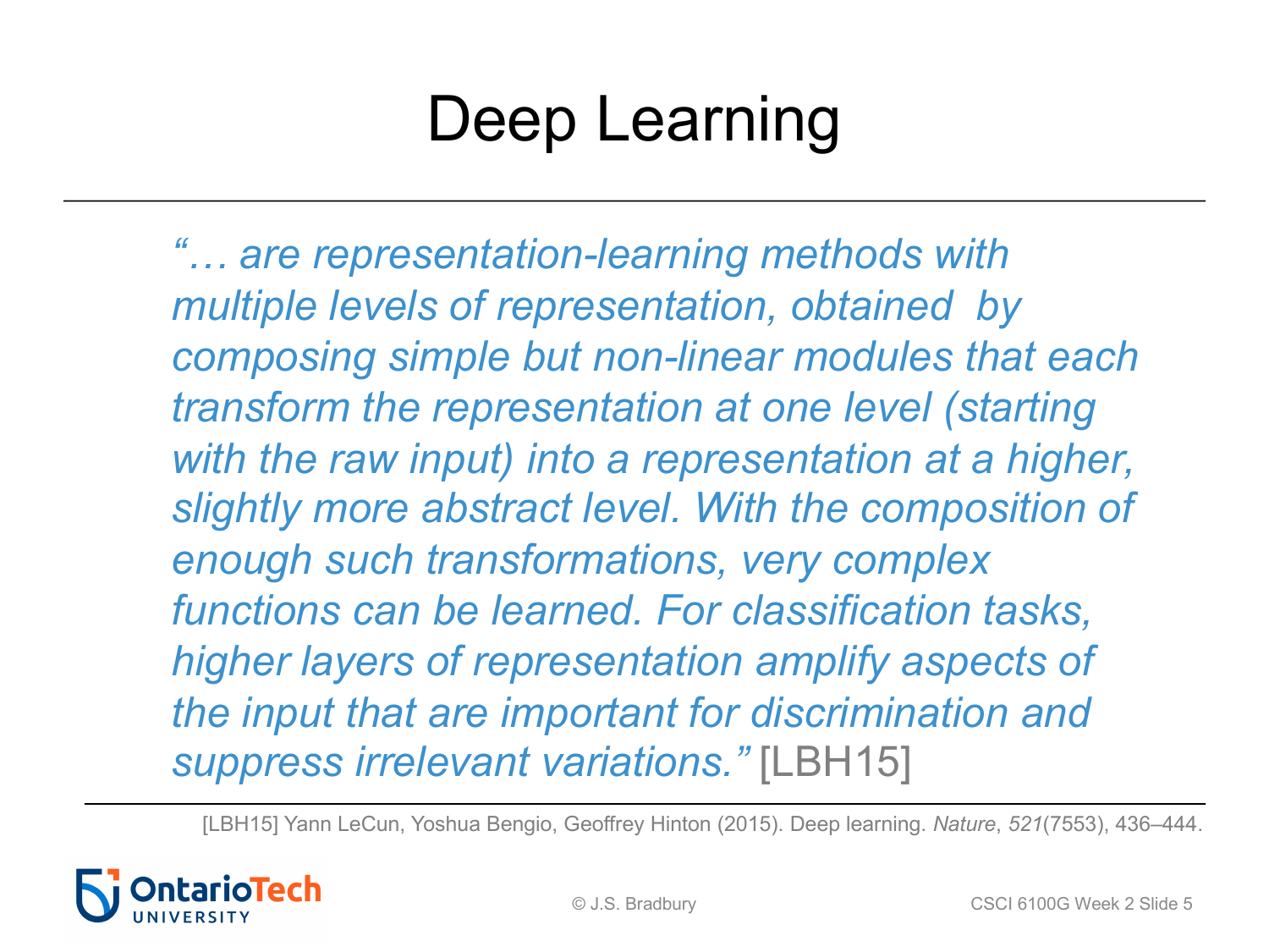# Deep Learning

*"… are representation-learning methods with multiple levels of representation, obtained by composing simple but non-linear modules that each transform the representation at one level (starting with the raw input) into a representation at a higher, slightly more abstract level. With the composition of enough such transformations, very complex functions can be learned. For classification tasks, higher layers of representation amplify aspects of the input that are important for discrimination and suppress irrelevant variations."* [LBH15]

[LBH15] Yann LeCun, Yoshua Bengio, Geoffrey Hinton (2015). Deep learning. *Nature*, *521*(7553), 436–444.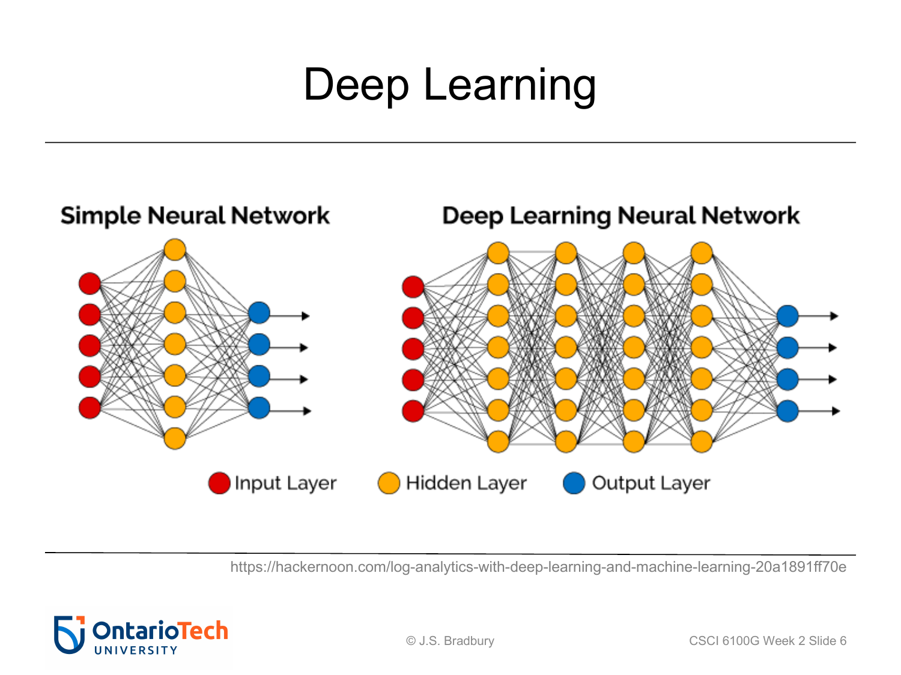# Deep Learning

**Simple Neural Network**

**Deep Learning Neural Network**

Input Layer    Hidden Layer    Output Layer

https://hackernoon.com/log-analytics-with-deep-learning-and-machine-learning-20a1891ff70e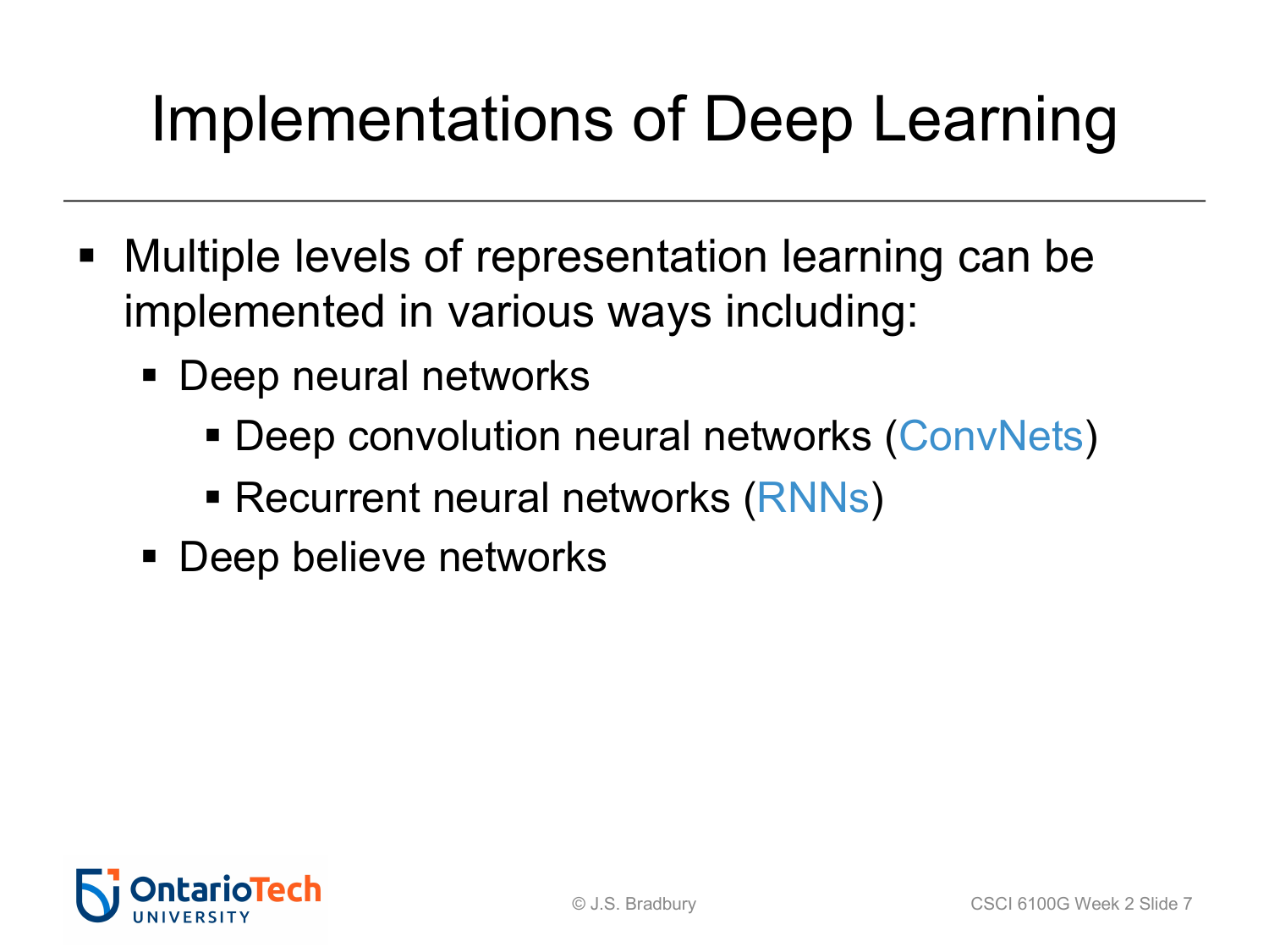# Implementations of Deep Learning

- Multiple levels of representation learning can be implemented in various ways including:
  - Deep neural networks
    - Deep convolution neural networks (ConvNets)
    - Recurrent neural networks (RNNs)
  - Deep believe networks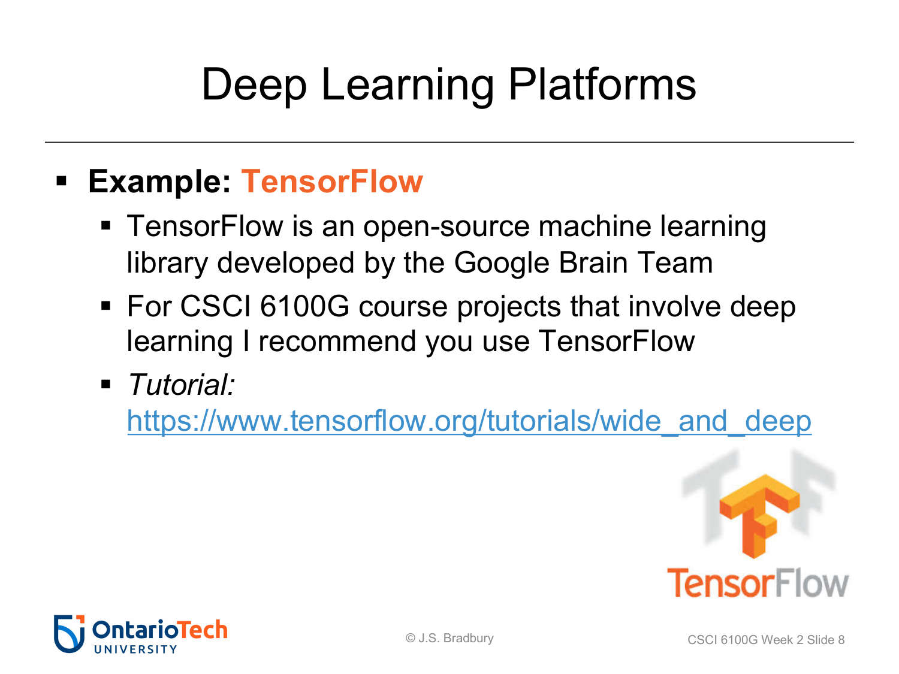# Deep Learning Platforms

- **Example: TensorFlow**
  - TensorFlow is an open-source machine learning library developed by the Google Brain Team
  - For CSCI 6100G course projects that involve deep learning I recommend you use TensorFlow
  - *Tutorial:* https://www.tensorflow.org/tutorials/wide_and_deep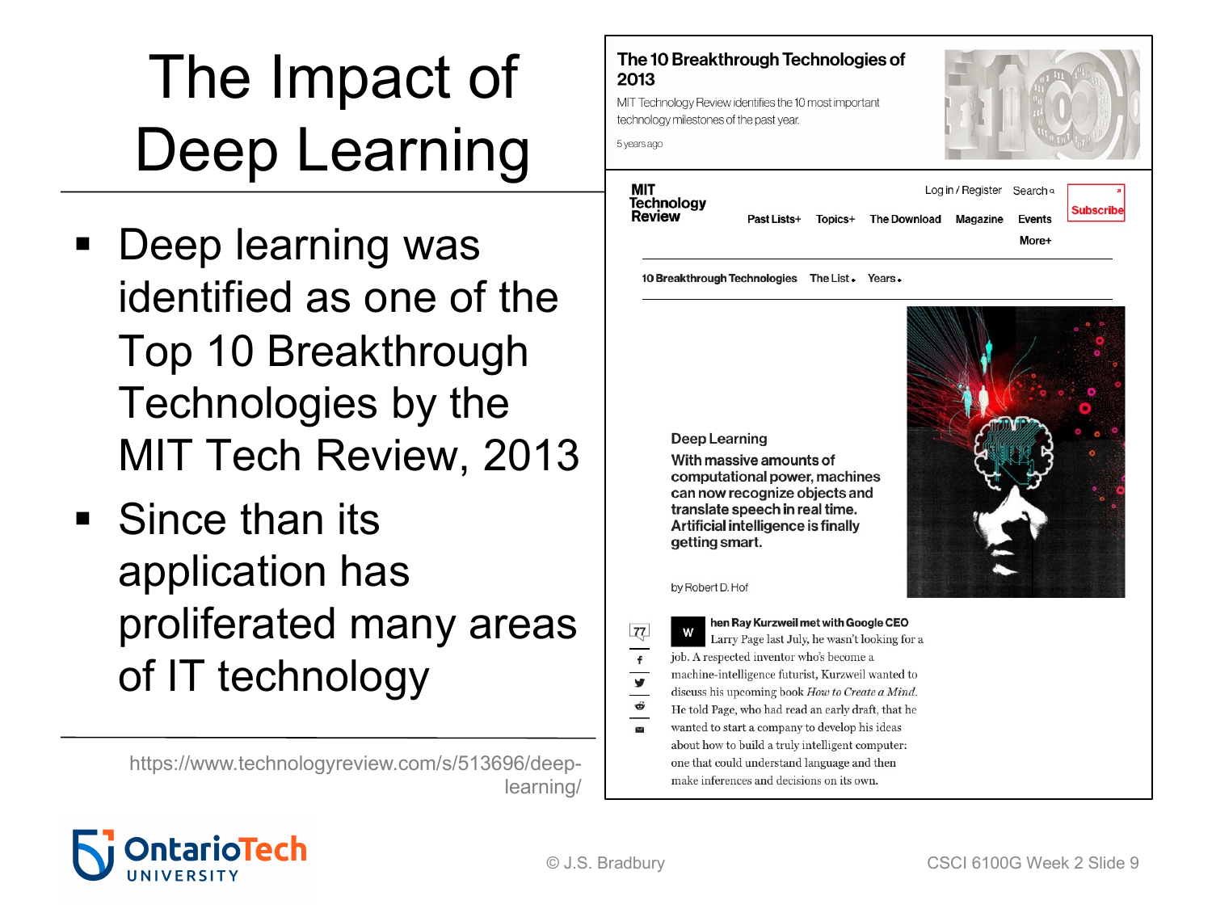# The Impact of Deep Learning

- Deep learning was identified as one of the Top 10 Breakthrough Technologies by the MIT Tech Review, 2013
- Since than its application has proliferated many areas of IT technology

https://www.technologyreview.com/s/513696/deep-learning/

**The 10 Breakthrough Technologies of 2013**

MIT Technology Review identifies the 10 most important technology milestones of the past year.

5 years ago

MIT Technology Review

Log in / Register | Search | Subscribe

Past Lists+ | Topics+ | The Download | Magazine | Events | More+

10 Breakthrough Technologies | The List | Years

**Deep Learning**

**With massive amounts of computational power, machines can now recognize objects and translate speech in real time. Artificial intelligence is finally getting smart.**

by Robert D. Hof

77

**When Ray Kurzweil met with Google CEO** Larry Page last July, he wasn't looking for a job. A respected inventor who's become a machine-intelligence futurist, Kurzweil wanted to discuss his upcoming book *How to Create a Mind*. He told Page, who had read an early draft, that he wanted to start a company to develop his ideas about how to build a truly intelligent computer: one that could understand language and then make inferences and decisions on its own.

© J.S. Bradbury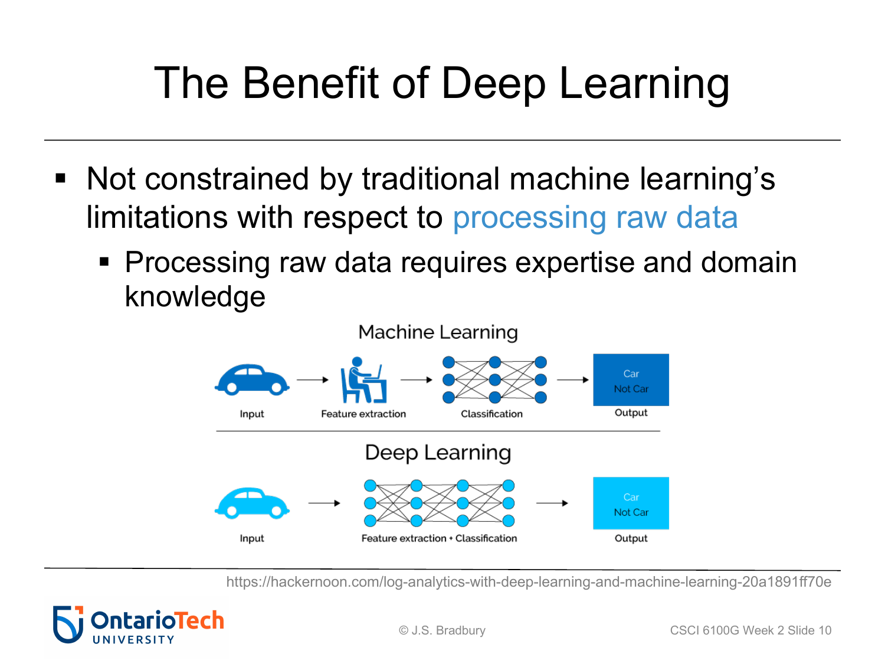# The Benefit of Deep Learning

- Not constrained by traditional machine learning's limitations with respect to processing raw data
  - Processing raw data requires expertise and domain knowledge

Machine Learning

Input → Feature extraction → Classification → Output (Car / Not Car)

Deep Learning

Input → Feature extraction + Classification → Output (Car / Not Car)

https://hackernoon.com/log-analytics-with-deep-learning-and-machine-learning-20a1891ff70e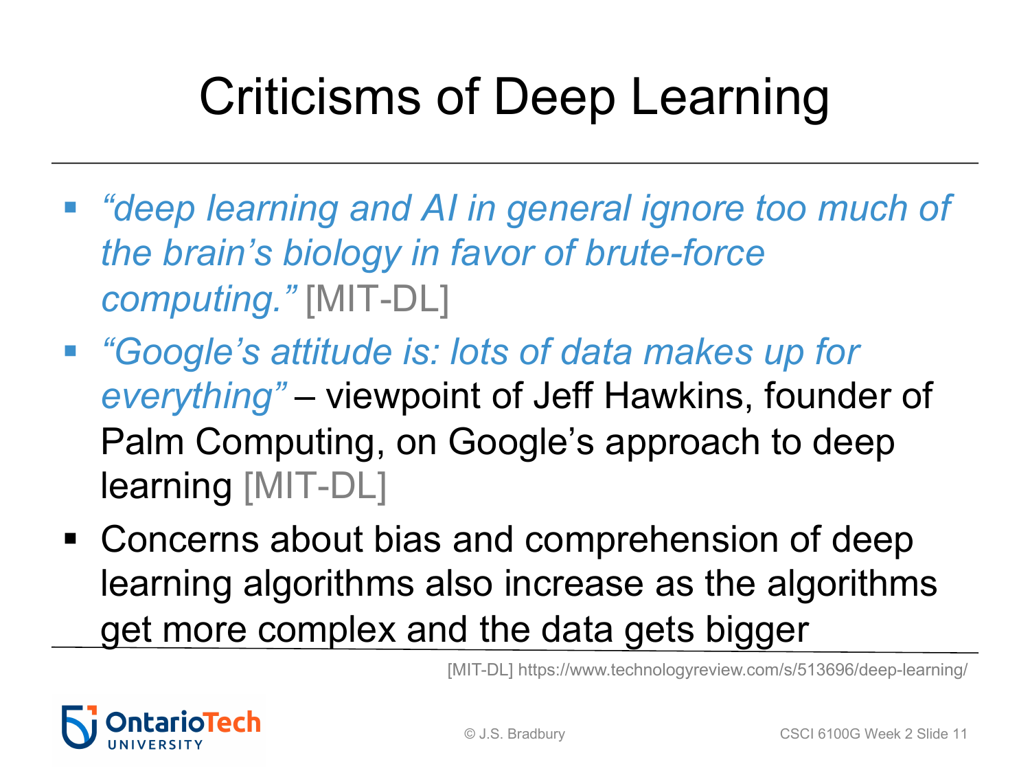# Criticisms of Deep Learning

- *"deep learning and AI in general ignore too much of the brain's biology in favor of brute-force computing."* [MIT-DL]
- *"Google's attitude is: lots of data makes up for everything"* – viewpoint of Jeff Hawkins, founder of Palm Computing, on Google's approach to deep learning [MIT-DL]
- Concerns about bias and comprehension of deep learning algorithms also increase as the algorithms get more complex and the data gets bigger

[MIT-DL] https://www.technologyreview.com/s/513696/deep-learning/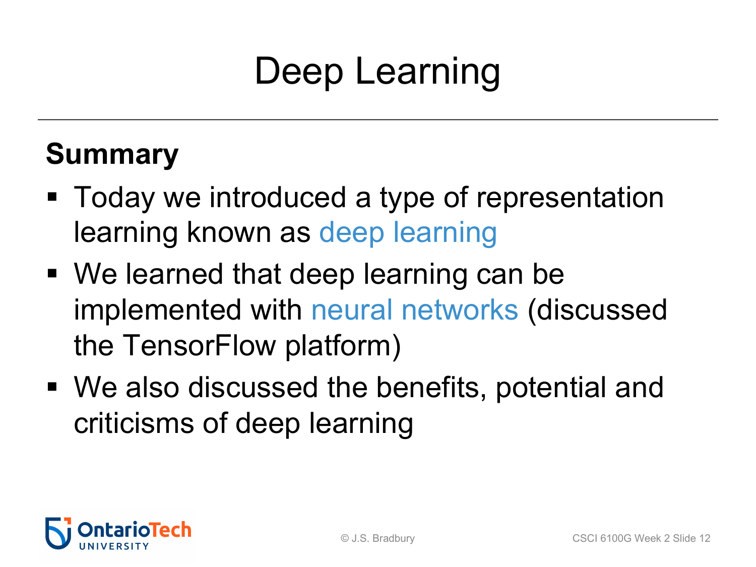# Deep Learning

**Summary**

- Today we introduced a type of representation learning known as deep learning
- We learned that deep learning can be implemented with neural networks (discussed the TensorFlow platform)
- We also discussed the benefits, potential and criticisms of deep learning